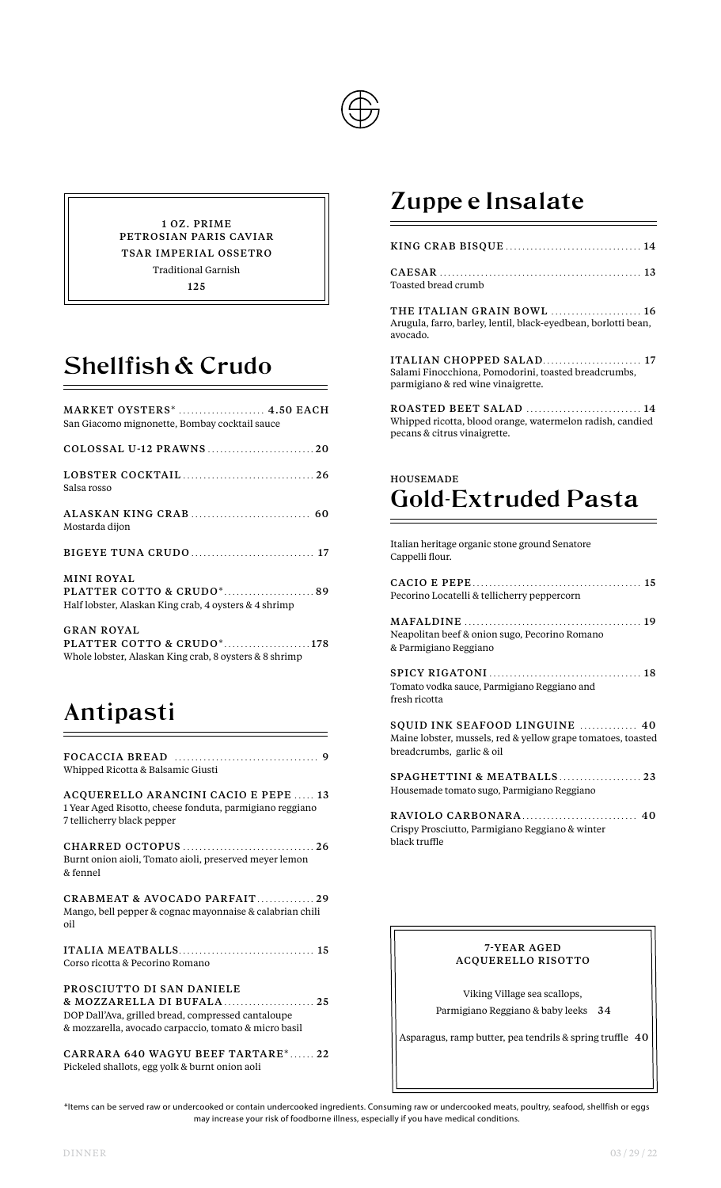1 OZ. PRIME
PETROSIAN PARIS CAVIAR

TSAR IMPERIAL OSSETRO

Traditional Garnish

125

## Shellfish & Crudo

MARKET OYSTERS* ..................... 4.50 EACH
San Giacomo mignonette, Bombay cocktail sauce

COLOSSAL U-12 PRAWNS .......................... 20

LOBSTER COCKTAIL ................................ 26
Salsa rosso

ALASKAN KING CRAB ............................. 60
Mostarda dijon

BIGEYE TUNA CRUDO .............................. 17

MINI ROYAL
PLATTER COTTO & CRUDO* ...................... 89
Half lobster, Alaskan King crab, 4 oysters & 4 shrimp

GRAN ROYAL
PLATTER COTTO & CRUDO* ..................... 178
Whole lobster, Alaskan King crab, 8 oysters & 8 shrimp

## Antipasti

FOCACCIA BREAD ................................... 9
Whipped Ricotta & Balsamic Giusti

ACQUERELLO ARANCINI CACIO E PEPE ..... 13
1 Year Aged Risotto, cheese fonduta, parmigiano reggiano 7 tellicherry black pepper

CHARRED OCTOPUS ................................ 26
Burnt onion aioli, Tomato aioli, preserved meyer lemon & fennel

CRABMEAT & AVOCADO PARFAIT .............. 29
Mango, bell pepper & cognac mayonnaise & calabrian chili oil

ITALIA MEATBALLS ................................. 15
Corso ricotta & Pecorino Romano

PROSCIUTTO DI SAN DANIELE
& MOZZARELLA DI BUFALA ...................... 25
DOP Dall'Ava, grilled bread, compressed cantaloupe & mozzarella, avocado carpaccio, tomato & micro basil

CARRARA 640 WAGYU BEEF TARTARE* ....... 22
Pickeled shallots, egg yolk & burnt onion aoli

## Zuppe e Insalate

KING CRAB BISQUE ................................. 14

CAESAR ................................................. 13
Toasted bread crumb

THE ITALIAN GRAIN BOWL ...................... 16
Arugula, farro, barley, lentil, black-eyedbean, borlotti bean, avocado.

ITALIAN CHOPPED SALAD ........................ 17
Salami Finocchiona, Pomodorini, toasted breadcrumbs, parmigiano & red wine vinaigrette.

ROASTED BEET SALAD ............................ 14
Whipped ricotta, blood orange, watermelon radish, candied pecans & citrus vinaigrette.

HOUSEMADE

## Gold-Extruded Pasta

Italian heritage organic stone ground Senatore Cappelli flour.

CACIO E PEPE ......................................... 15
Pecorino Locatelli & tellicherry peppercorn

MAFALDINE ........................................... 19
Neapolitan beef & onion sugo, Pecorino Romano & Parmigiano Reggiano

SPICY RIGATONI ..................................... 18
Tomato vodka sauce, Parmigiano Reggiano and fresh ricotta

SQUID INK SEAFOOD LINGUINE .............. 40
Maine lobster, mussels, red & yellow grape tomatoes, toasted breadcrumbs, garlic & oil

SPAGHETTINI & MEATBALLS .................... 23
Housemade tomato sugo, Parmigiano Reggiano

RAVIOLO CARBONARA ............................ 40
Crispy Prosciutto, Parmigiano Reggiano & winter black truffle

7-YEAR AGED
ACQUERELLO RISOTTO

Viking Village sea scallops,
Parmigiano Reggiano & baby leeks 34

Asparagus, ramp butter, pea tendrils & spring truffle 40

*Items can be served raw or undercooked or contain undercooked ingredients. Consuming raw or undercooked meats, poultry, seafood, shellfish or eggs may increase your risk of foodborne illness, especially if you have medical conditions.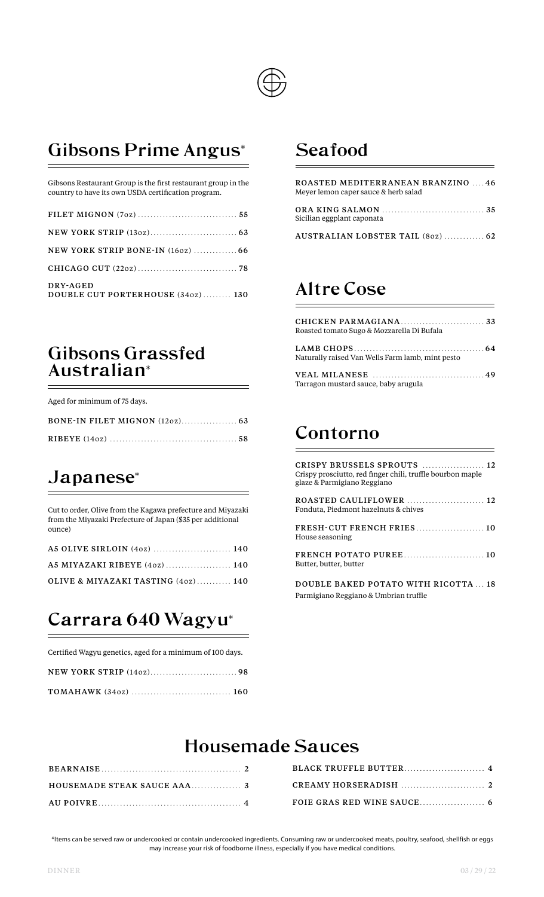## Gibsons Prime Angus*

Gibsons Restaurant Group is the first restaurant group in the country to have its own USDA certification program.

FILET MIGNON (7oz) ... 55

NEW YORK STRIP (13oz) ... 63

NEW YORK STRIP BONE-IN (16oz) ... 66

CHICAGO CUT (22oz) ... 78

DRY-AGED
DOUBLE CUT PORTERHOUSE (34oz) ... 130

## Gibsons Grassfed Australian*

Aged for minimum of 75 days.

BONE-IN FILET MIGNON (12oz) ... 63

RIBEYE (14oz) ... 58

## Japanese*

Cut to order, Olive from the Kagawa prefecture and Miyazaki from the Miyazaki Prefecture of Japan ($35 per additional ounce)

A5 OLIVE SIRLOIN (4oz) ... 140

A5 MIYAZAKI RIBEYE (4oz) ... 140

OLIVE & MIYAZAKI TASTING (4oz) ... 140

## Carrara 640 Wagyu*

Certified Wagyu genetics, aged for a minimum of 100 days.

NEW YORK STRIP (14oz) ... 98

TOMAHAWK (34oz) ... 160

## Seafood

ROASTED MEDITERRANEAN BRANZINO ... 46
Meyer lemon caper sauce & herb salad

ORA KING SALMON ... 35
Sicilian eggplant caponata

AUSTRALIAN LOBSTER TAIL (8oz) ... 62

## Altre Cose

CHICKEN PARMAGIANA ... 33
Roasted tomato Sugo & Mozzarella Di Bufala

LAMB CHOPS ... 64
Naturally raised Van Wells Farm lamb, mint pesto

VEAL MILANESE ... 49
Tarragon mustard sauce, baby arugula

## Contorno

CRISPY BRUSSELS SPROUTS ... 12
Crispy prosciutto, red finger chili, truffle bourbon maple glaze & Parmigiano Reggiano

ROASTED CAULIFLOWER ... 12
Fonduta, Piedmont hazelnuts & chives

FRESH-CUT FRENCH FRIES ... 10
House seasoning

FRENCH POTATO PUREE ... 10
Butter, butter, butter

DOUBLE BAKED POTATO WITH RICOTTA ... 18
Parmigiano Reggiano & Umbrian truffle

## Housemade Sauces

BEARNAISE ... 2

HOUSEMADE STEAK SAUCE AAA ... 3

AU POIVRE ... 4

BLACK TRUFFLE BUTTER ... 4

CREAMY HORSERADISH ... 2

FOIE GRAS RED WINE SAUCE ... 6

*Items can be served raw or undercooked or contain undercooked ingredients. Consuming raw or undercooked meats, poultry, seafood, shellfish or eggs may increase your risk of foodborne illness, especially if you have medical conditions.

DINNER 03 / 29 / 22